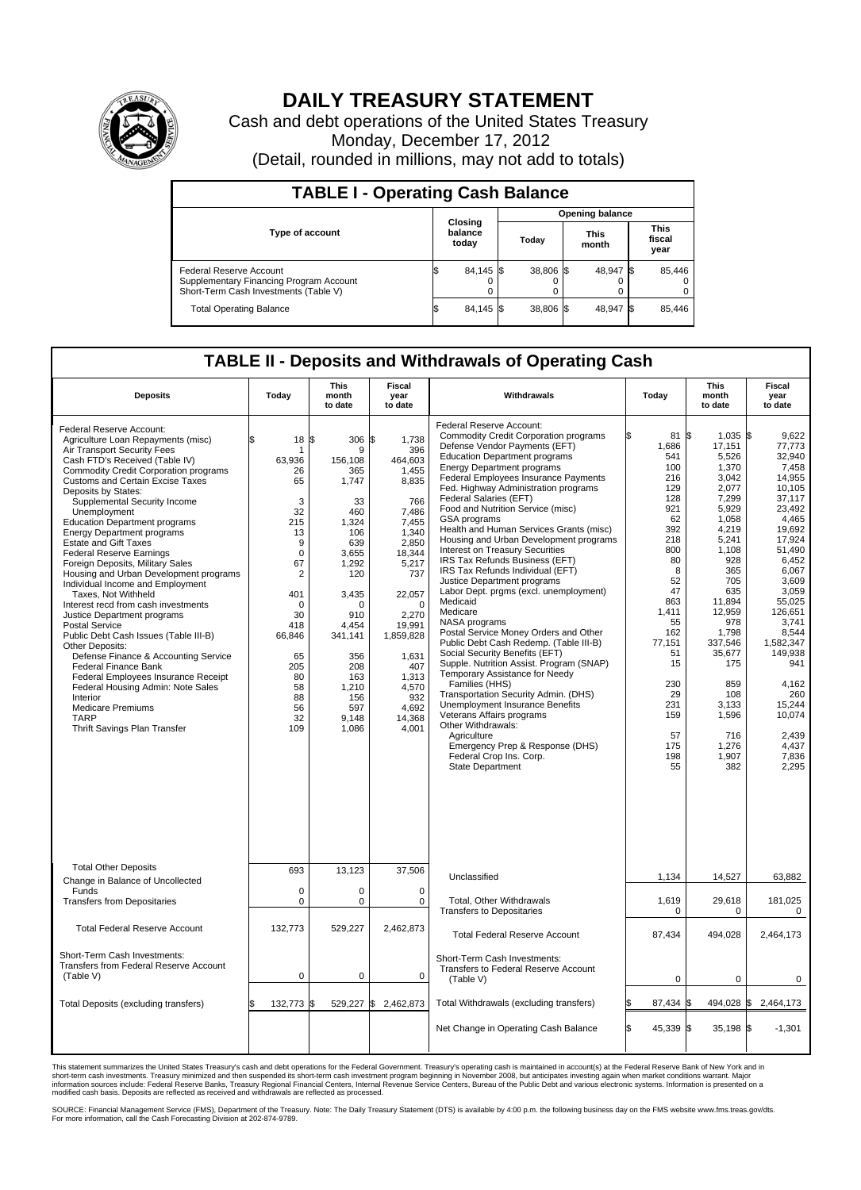# DAILY TREASURY STATEMENT

Cash and debt operations of the United States Treasury

Monday, December 17, 2012

(Detail, rounded in millions, may not add to totals)

## TABLE I - Operating Cash Balance

| Type of account | Closing balance today | Opening balance Today | Opening balance This month | Opening balance This fiscal year |
|---|---|---|---|---|
| Federal Reserve Account | $ 84,145 | $ 38,806 | $ 48,947 | $ 85,446 |
| Supplementary Financing Program Account | 0 | 0 | 0 | 0 |
| Short-Term Cash Investments (Table V) | 0 | 0 | 0 | 0 |
| Total Operating Balance | $ 84,145 | $ 38,806 | $ 48,947 | $ 85,446 |

## TABLE II - Deposits and Withdrawals of Operating Cash

| Deposits | Today | This month to date | Fiscal year to date |
|---|---|---|---|
| Federal Reserve Account: | | | |
| Agriculture Loan Repayments (misc) | $ 18 | $ 306 | $ 1,738 |
| Air Transport Security Fees | 1 | 9 | 396 |
| Cash FTD's Received (Table IV) | 63,936 | 156,108 | 464,603 |
| Commodity Credit Corporation programs | 26 | 365 | 1,455 |
| Customs and Certain Excise Taxes | 65 | 1,747 | 8,835 |
| Deposits by States: | | | |
| Supplemental Security Income | 3 | 33 | 766 |
| Unemployment | 32 | 460 | 7,486 |
| Education Department programs | 215 | 1,324 | 7,455 |
| Energy Department programs | 13 | 106 | 1,340 |
| Estate and Gift Taxes | 9 | 639 | 2,850 |
| Federal Reserve Earnings | 0 | 3,655 | 18,344 |
| Foreign Deposits, Military Sales | 67 | 1,292 | 5,217 |
| Housing and Urban Development programs | 2 | 120 | 737 |
| Individual Income and Employment Taxes, Not Withheld | 401 | 3,435 | 22,057 |
| Interest recd from cash investments | 0 | 0 | 0 |
| Justice Department programs | 30 | 910 | 2,270 |
| Postal Service | 418 | 4,454 | 19,991 |
| Public Debt Cash Issues (Table III-B) | 66,846 | 341,141 | 1,859,828 |
| Other Deposits: | | | |
| Defense Finance & Accounting Service | 65 | 356 | 1,631 |
| Federal Finance Bank | 205 | 208 | 407 |
| Federal Employees Insurance Receipt | 80 | 163 | 1,313 |
| Federal Housing Admin: Note Sales | 58 | 1,210 | 4,570 |
| Interior | 88 | 156 | 932 |
| Medicare Premiums | 56 | 597 | 4,692 |
| TARP | 32 | 9,148 | 14,368 |
| Thrift Savings Plan Transfer | 109 | 1,086 | 4,001 |
| Total Other Deposits | 693 | 13,123 | 37,506 |
| Change in Balance of Uncollected Funds | 0 | 0 | 0 |
| Transfers from Depositaries | 0 | 0 | 0 |
| Total Federal Reserve Account | 132,773 | 529,227 | 2,462,873 |
| Short-Term Cash Investments: Transfers from Federal Reserve Account (Table V) | 0 | 0 | 0 |
| Total Deposits (excluding transfers) | $ 132,773 | $ 529,227 | $ 2,462,873 |

| Withdrawals | Today | This month to date | Fiscal year to date |
|---|---|---|---|
| Federal Reserve Account: | | | |
| Commodity Credit Corporation programs | $ 81 | $ 1,035 | $ 9,622 |
| Defense Vendor Payments (EFT) | 1,686 | 17,151 | 77,773 |
| Education Department programs | 541 | 5,526 | 32,940 |
| Energy Department programs | 100 | 1,370 | 7,458 |
| Federal Employees Insurance Payments | 216 | 3,042 | 14,955 |
| Fed. Highway Administration programs | 129 | 2,077 | 10,105 |
| Federal Salaries (EFT) | 128 | 7,299 | 37,117 |
| Food and Nutrition Service (misc) | 921 | 5,929 | 23,492 |
| GSA programs | 62 | 1,058 | 4,465 |
| Health and Human Services Grants (misc) | 392 | 4,219 | 19,692 |
| Housing and Urban Development programs | 218 | 5,241 | 17,924 |
| Interest on Treasury Securities | 800 | 1,108 | 51,490 |
| IRS Tax Refunds Business (EFT) | 80 | 928 | 6,452 |
| IRS Tax Refunds Individual (EFT) | 8 | 365 | 6,067 |
| Justice Department programs | 52 | 705 | 3,609 |
| Labor Dept. prgms (excl. unemployment) | 47 | 635 | 3,059 |
| Medicaid | 863 | 11,894 | 55,025 |
| Medicare | 1,411 | 12,959 | 126,651 |
| NASA programs | 55 | 978 | 3,741 |
| Postal Service Money Orders and Other | 162 | 1,798 | 8,544 |
| Public Debt Cash Redemp. (Table III-B) | 77,151 | 337,546 | 1,582,347 |
| Social Security Benefits (EFT) | 51 | 35,677 | 149,938 |
| Supple. Nutrition Assist. Program (SNAP) | 15 | 175 | 941 |
| Temporary Assistance for Needy Families (HHS) | 230 | 859 | 4,162 |
| Transportation Security Admin. (DHS) | 29 | 108 | 260 |
| Unemployment Insurance Benefits | 231 | 3,133 | 15,244 |
| Veterans Affairs programs | 159 | 1,596 | 10,074 |
| Other Withdrawals: | | | |
| Agriculture | 57 | 716 | 2,439 |
| Emergency Prep & Response (DHS) | 175 | 1,276 | 4,437 |
| Federal Crop Ins. Corp. | 198 | 1,907 | 7,836 |
| State Department | 55 | 382 | 2,295 |
| Unclassified | 1,134 | 14,527 | 63,882 |
| Total, Other Withdrawals | 1,619 | 29,618 | 181,025 |
| Transfers to Depositaries | 0 | 0 | 0 |
| Total Federal Reserve Account | 87,434 | 494,028 | 2,464,173 |
| Short-Term Cash Investments: Transfers to Federal Reserve Account (Table V) | 0 | 0 | 0 |
| Total Withdrawals (excluding transfers) | $ 87,434 | $ 494,028 | $ 2,464,173 |
| Net Change in Operating Cash Balance | $ 45,339 | $ 35,198 | $ -1,301 |

This statement summarizes the United States Treasury's cash and debt operations for the Federal Government. Treasury's operating cash is maintained in account(s) at the Federal Reserve Bank of New York and in short-term cash investments. Treasury minimized and then suspended its short-term cash investment program beginning in November 2008, but anticipates investing again when market conditions warrant. Major information sources include: Federal Reserve Banks, Treasury Regional Financial Centers, Internal Revenue Service Centers, Bureau of the Public Debt and various electronic systems. Information is presented on a modified cash basis. Deposits are reflected as received and withdrawals are reflected as processed.

SOURCE: Financial Management Service (FMS), Department of the Treasury. Note: The Daily Treasury Statement (DTS) is available by 4:00 p.m. the following business day on the FMS website www.fms.treas.gov/dts. For more information, call the Cash Forecasting Division at 202-874-9789.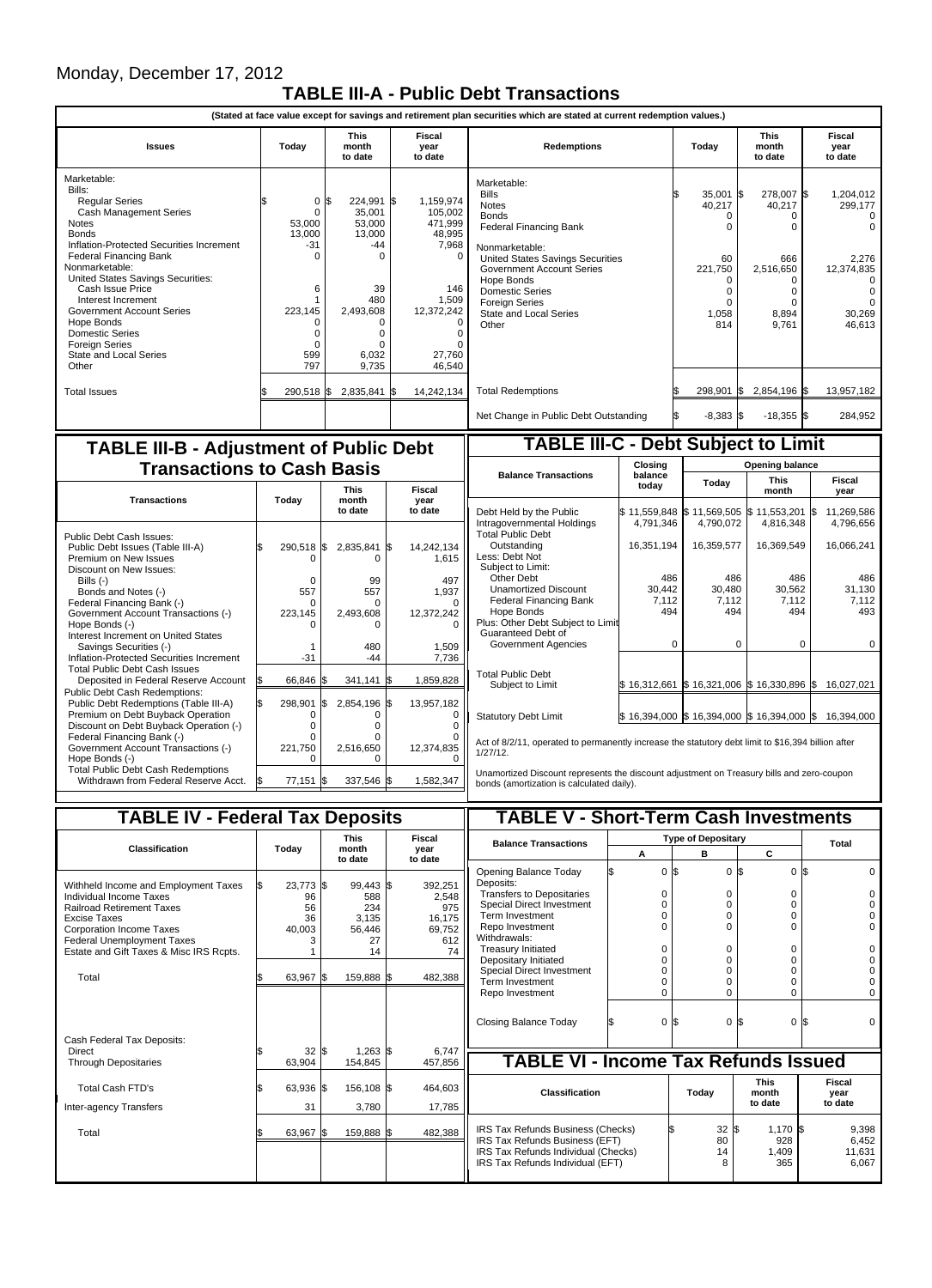Monday, December 17, 2012

# TABLE III-A - Public Debt Transactions

(Stated at face value except for savings and retirement plan securities which are stated at current redemption values.)

| Issues | Today | This month to date | Fiscal year to date |
|---|---|---|---|
| Marketable: | | | |
| Bills: | | | |
| Regular Series | $ 0 | $ 224,991 | $ 1,159,974 |
| Cash Management Series | 0 | 35,001 | 105,002 |
| Notes | 53,000 | 53,000 | 471,999 |
| Bonds | 13,000 | 13,000 | 48,995 |
| Inflation-Protected Securities Increment | -31 | -44 | 7,968 |
| Federal Financing Bank | 0 | 0 | 0 |
| Nonmarketable: | | | |
| United States Savings Securities: | | | |
| Cash Issue Price | 6 | 39 | 146 |
| Interest Increment | 1 | 480 | 1,509 |
| Government Account Series | 223,145 | 2,493,608 | 12,372,242 |
| Hope Bonds | 0 | 0 | 0 |
| Domestic Series | 0 | 0 | 0 |
| Foreign Series | 0 | 0 | 0 |
| State and Local Series | 599 | 6,032 | 27,760 |
| Other | 797 | 9,735 | 46,540 |
| Total Issues | $ 290,518 | $ 2,835,841 | $ 14,242,134 |

| Redemptions | Today | This month to date | Fiscal year to date |
|---|---|---|---|
| Marketable: | | | |
| Bills | $ 35,001 | $ 278,007 | $ 1,204,012 |
| Notes | 40,217 | 40,217 | 299,177 |
| Bonds | 0 | 0 | 0 |
| Federal Financing Bank | 0 | 0 | 0 |
| Nonmarketable: | | | |
| United States Savings Securities | 60 | 666 | 2,276 |
| Government Account Series | 221,750 | 2,516,650 | 12,374,835 |
| Hope Bonds | 0 | 0 | 0 |
| Domestic Series | 0 | 0 | 0 |
| Foreign Series | 0 | 0 | 0 |
| State and Local Series | 1,058 | 8,894 | 30,269 |
| Other | 814 | 9,761 | 46,613 |
| Total Redemptions | $ 298,901 | $ 2,854,196 | $ 13,957,182 |
| Net Change in Public Debt Outstanding | $ -8,383 | $ -18,355 | $ 284,952 |

# TABLE III-B - Adjustment of Public Debt Transactions to Cash Basis

| Transactions | Today | This month to date | Fiscal year to date |
|---|---|---|---|
| Public Debt Cash Issues: | | | |
| Public Debt Issues (Table III-A) | $ 290,518 | $ 2,835,841 | $ 14,242,134 |
| Premium on New Issues | 0 | 0 | 1,615 |
| Discount on New Issues: | | | |
| Bills (-) | 0 | 99 | 497 |
| Bonds and Notes (-) | 557 | 557 | 1,937 |
| Federal Financing Bank (-) | 0 | 0 | 0 |
| Government Account Transactions (-) | 223,145 | 2,493,608 | 12,372,242 |
| Hope Bonds (-) | 0 | 0 | 0 |
| Interest Increment on United States Savings Securities (-) | 1 | 480 | 1,509 |
| Inflation-Protected Securities Increment | -31 | -44 | 7,736 |
| Total Public Debt Cash Issues Deposited in Federal Reserve Account | $ 66,846 | $ 341,141 | $ 1,859,828 |
| Public Debt Cash Redemptions: | | | |
| Public Debt Redemptions (Table III-A) | $ 298,901 | $ 2,854,196 | $ 13,957,182 |
| Premium on Debt Buyback Operation | 0 | 0 | 0 |
| Discount on Debt Buyback Operation (-) | 0 | 0 | 0 |
| Federal Financing Bank (-) | 0 | 0 | 0 |
| Government Account Transactions (-) | 221,750 | 2,516,650 | 12,374,835 |
| Hope Bonds (-) | 0 | 0 | 0 |
| Total Public Debt Cash Redemptions Withdrawn from Federal Reserve Acct. | $ 77,151 | $ 337,546 | $ 1,582,347 |

# TABLE III-C - Debt Subject to Limit

| Balance Transactions | Closing balance today | Opening balance Today | Opening balance This month | Opening balance Fiscal year |
|---|---|---|---|---|
| Debt Held by the Public | $ 11,559,848 | $ 11,569,505 | $ 11,553,201 | $ 11,269,586 |
| Intragovernmental Holdings | 4,791,346 | 4,790,072 | 4,816,348 | 4,796,656 |
| Total Public Debt Outstanding | 16,351,194 | 16,359,577 | 16,369,549 | 16,066,241 |
| Less: Debt Not Subject to Limit: | | | | |
| Other Debt | 486 | 486 | 486 | 486 |
| Unamortized Discount | 30,442 | 30,480 | 30,562 | 31,130 |
| Federal Financing Bank | 7,112 | 7,112 | 7,112 | 7,112 |
| Hope Bonds | 494 | 494 | 494 | 493 |
| Plus: Other Debt Subject to Limit | | | | |
| Guaranteed Debt of Government Agencies | 0 | 0 | 0 | 0 |
| Total Public Debt Subject to Limit | $ 16,312,661 | $ 16,321,006 | $ 16,330,896 | $ 16,027,021 |
| Statutory Debt Limit | $ 16,394,000 | $ 16,394,000 | $ 16,394,000 | $ 16,394,000 |

Act of 8/2/11, operated to permanently increase the statutory debt limit to $16,394 billion after 1/27/12.

Unamortized Discount represents the discount adjustment on Treasury bills and zero-coupon bonds (amortization is calculated daily).

# TABLE IV - Federal Tax Deposits

| Classification | Today | This month to date | Fiscal year to date |
|---|---|---|---|
| Withheld Income and Employment Taxes | $ 23,773 | $ 99,443 | $ 392,251 |
| Individual Income Taxes | 96 | 588 | 2,548 |
| Railroad Retirement Taxes | 56 | 234 | 975 |
| Excise Taxes | 36 | 3,135 | 16,175 |
| Corporation Income Taxes | 40,003 | 56,446 | 69,752 |
| Federal Unemployment Taxes | 3 | 27 | 612 |
| Estate and Gift Taxes & Misc IRS Rcpts. | 1 | 14 | 74 |
| Total | $ 63,967 | $ 159,888 | $ 482,388 |
| Cash Federal Tax Deposits: | | | |
| Direct | $ 32 | $ 1,263 | $ 6,747 |
| Through Depositaries | 63,904 | 154,845 | 457,856 |
| Total Cash FTD's | $ 63,936 | $ 156,108 | $ 464,603 |
| Inter-agency Transfers | 31 | 3,780 | 17,785 |
| Total | $ 63,967 | $ 159,888 | $ 482,388 |

# TABLE V - Short-Term Cash Investments

| Balance Transactions | Type of Depositary A | B | C | Total |
|---|---|---|---|---|
| Opening Balance Today | $ 0 | $ 0 | $ 0 | $ 0 |
| Deposits: | | | | |
| Transfers to Depositaries | 0 | 0 | 0 | 0 |
| Special Direct Investment | 0 | 0 | 0 | 0 |
| Term Investment | 0 | 0 | 0 | 0 |
| Repo Investment | 0 | 0 | 0 | 0 |
| Withdrawals: | | | | |
| Treasury Initiated | 0 | 0 | 0 | 0 |
| Depositary Initiated | 0 | 0 | 0 | 0 |
| Special Direct Investment | 0 | 0 | 0 | 0 |
| Term Investment | 0 | 0 | 0 | 0 |
| Repo Investment | 0 | 0 | 0 | 0 |
| Closing Balance Today | $ 0 | $ 0 | $ 0 | $ 0 |

# TABLE VI - Income Tax Refunds Issued

| Classification | Today | This month to date | Fiscal year to date |
|---|---|---|---|
| IRS Tax Refunds Business (Checks) | $ 32 | $ 1,170 | $ 9,398 |
| IRS Tax Refunds Business (EFT) | 80 | 928 | 6,452 |
| IRS Tax Refunds Individual (Checks) | 14 | 1,409 | 11,631 |
| IRS Tax Refunds Individual (EFT) | 8 | 365 | 6,067 |